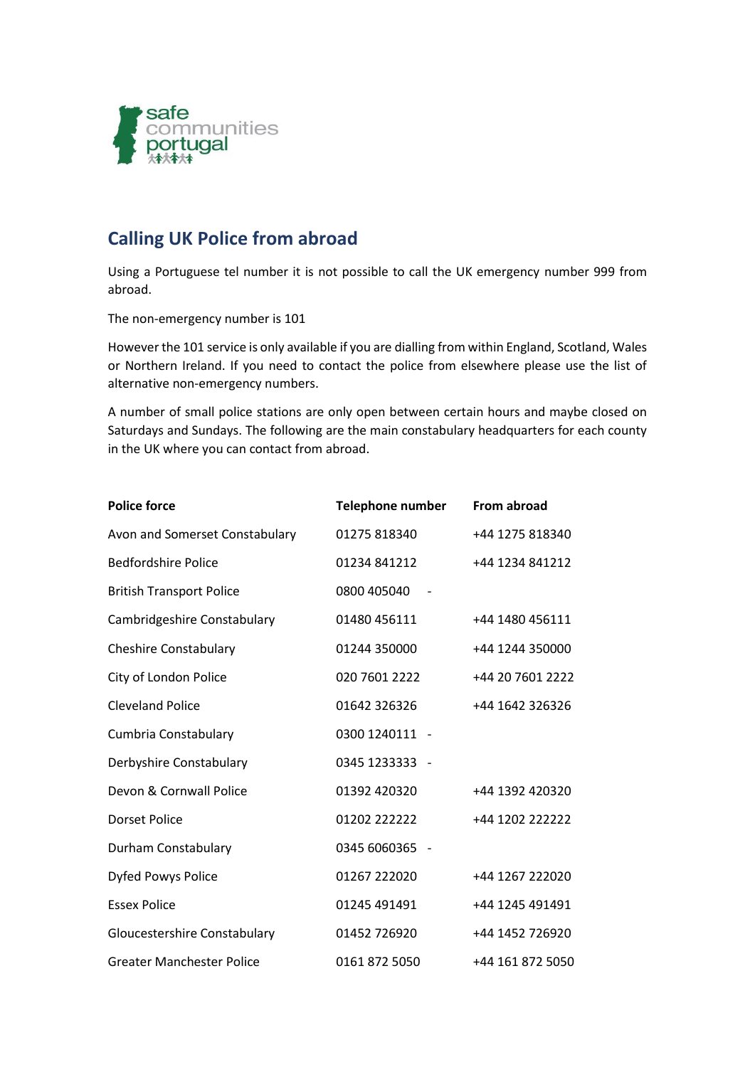## Calling UK Police from abroad

Using a Portuguese tel number it is not possible to call the UK emergency number 999 from abroad.

The non-emergency number is 101

However the 101 service is only available if you are dialling from within England, Scotland, Wales or Northern Ireland. If you need to contact the police from elsewhere please use the list of alternative non-emergency numbers.

A number of small police stations are only open between certain hours and maybe closed on Saturdays and Sundays. The following are the main constabulary headquarters for each county in the UK where you can contact from abroad.

| Police force | Telephone number | From abroad |
|---|---|---|
| Avon and Somerset Constabulary | 01275 818340 | +44 1275 818340 |
| Bedfordshire Police | 01234 841212 | +44 1234 841212 |
| British Transport Police | 0800 405040 | - |
| Cambridgeshire Constabulary | 01480 456111 | +44 1480 456111 |
| Cheshire Constabulary | 01244 350000 | +44 1244 350000 |
| City of London Police | 020 7601 2222 | +44 20 7601 2222 |
| Cleveland Police | 01642 326326 | +44 1642 326326 |
| Cumbria Constabulary | 0300 1240111 | - |
| Derbyshire Constabulary | 0345 1233333 | - |
| Devon & Cornwall Police | 01392 420320 | +44 1392 420320 |
| Dorset Police | 01202 222222 | +44 1202 222222 |
| Durham Constabulary | 0345 6060365 | - |
| Dyfed Powys Police | 01267 222020 | +44 1267 222020 |
| Essex Police | 01245 491491 | +44 1245 491491 |
| Gloucestershire Constabulary | 01452 726920 | +44 1452 726920 |
| Greater Manchester Police | 0161 872 5050 | +44 161 872 5050 |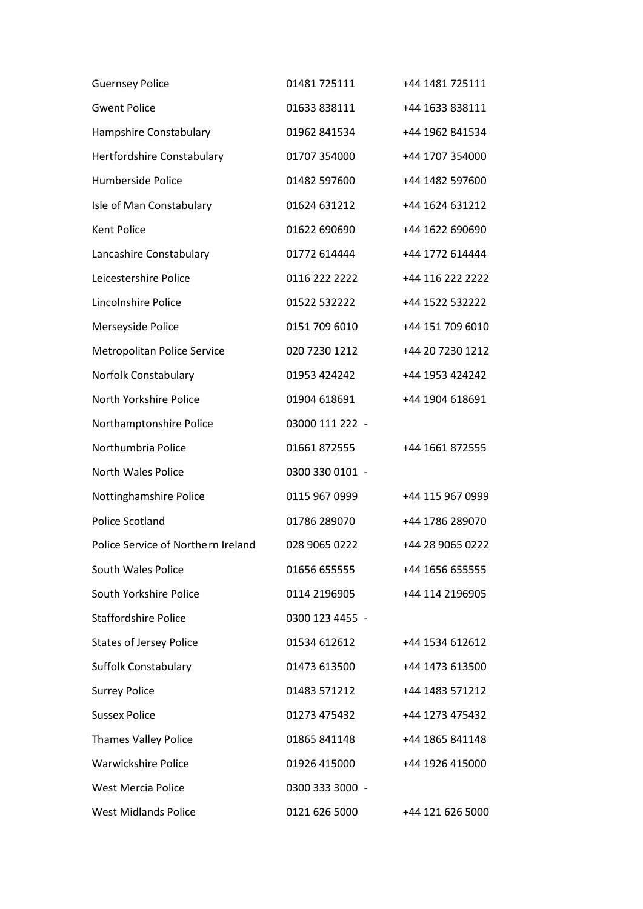| | | |
|---|---|---|
| Guernsey Police | 01481 725111 | +44 1481 725111 |
| Gwent Police | 01633 838111 | +44 1633 838111 |
| Hampshire Constabulary | 01962 841534 | +44 1962 841534 |
| Hertfordshire Constabulary | 01707 354000 | +44 1707 354000 |
| Humberside Police | 01482 597600 | +44 1482 597600 |
| Isle of Man Constabulary | 01624 631212 | +44 1624 631212 |
| Kent Police | 01622 690690 | +44 1622 690690 |
| Lancashire Constabulary | 01772 614444 | +44 1772 614444 |
| Leicestershire Police | 0116 222 2222 | +44 116 222 2222 |
| Lincolnshire Police | 01522 532222 | +44 1522 532222 |
| Merseyside Police | 0151 709 6010 | +44 151 709 6010 |
| Metropolitan Police Service | 020 7230 1212 | +44 20 7230 1212 |
| Norfolk Constabulary | 01953 424242 | +44 1953 424242 |
| North Yorkshire Police | 01904 618691 | +44 1904 618691 |
| Northamptonshire Police | 03000 111 222 | - |
| Northumbria Police | 01661 872555 | +44 1661 872555 |
| North Wales Police | 0300 330 0101 | - |
| Nottinghamshire Police | 0115 967 0999 | +44 115 967 0999 |
| Police Scotland | 01786 289070 | +44 1786 289070 |
| Police Service of Northern Ireland | 028 9065 0222 | +44 28 9065 0222 |
| South Wales Police | 01656 655555 | +44 1656 655555 |
| South Yorkshire Police | 0114 2196905 | +44 114 2196905 |
| Staffordshire Police | 0300 123 4455 | - |
| States of Jersey Police | 01534 612612 | +44 1534 612612 |
| Suffolk Constabulary | 01473 613500 | +44 1473 613500 |
| Surrey Police | 01483 571212 | +44 1483 571212 |
| Sussex Police | 01273 475432 | +44 1273 475432 |
| Thames Valley Police | 01865 841148 | +44 1865 841148 |
| Warwickshire Police | 01926 415000 | +44 1926 415000 |
| West Mercia Police | 0300 333 3000 | - |
| West Midlands Police | 0121 626 5000 | +44 121 626 5000 |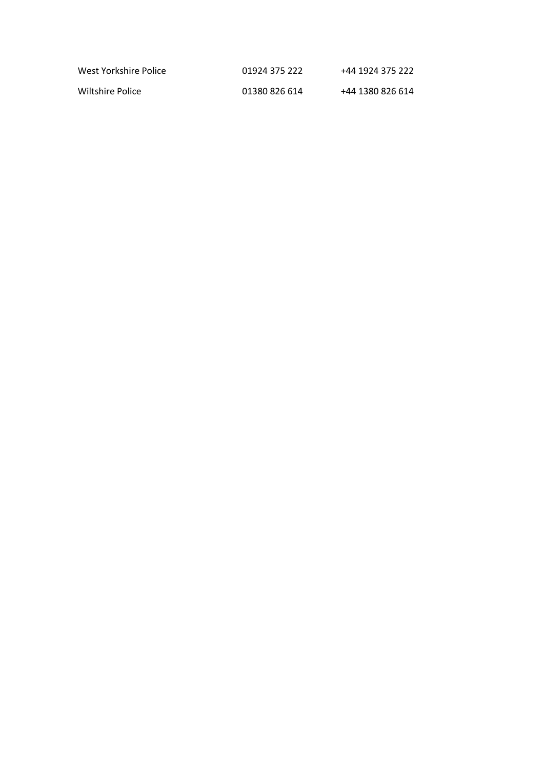| | | |
|---|---|---|
| West Yorkshire Police | 01924 375 222 | +44 1924 375 222 |
| Wiltshire Police | 01380 826 614 | +44 1380 826 614 |